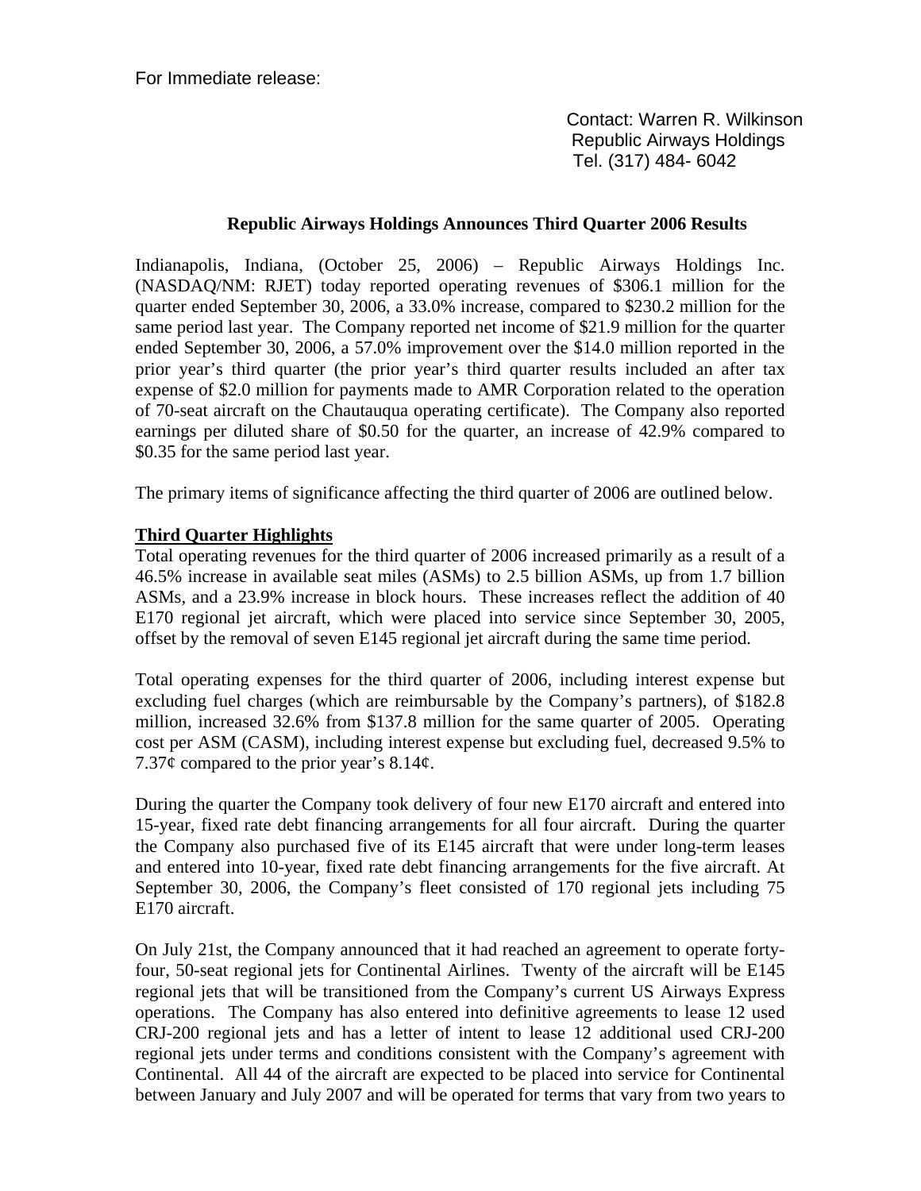For Immediate release:

Contact: Warren R. Wilkinson
Republic Airways Holdings
Tel. (317) 484- 6042

**Republic Airways Holdings Announces Third Quarter 2006 Results**

Indianapolis, Indiana, (October 25, 2006) – Republic Airways Holdings Inc. (NASDAQ/NM: RJET) today reported operating revenues of $306.1 million for the quarter ended September 30, 2006, a 33.0% increase, compared to $230.2 million for the same period last year. The Company reported net income of $21.9 million for the quarter ended September 30, 2006, a 57.0% improvement over the $14.0 million reported in the prior year's third quarter (the prior year's third quarter results included an after tax expense of $2.0 million for payments made to AMR Corporation related to the operation of 70-seat aircraft on the Chautauqua operating certificate). The Company also reported earnings per diluted share of $0.50 for the quarter, an increase of 42.9% compared to $0.35 for the same period last year.

The primary items of significance affecting the third quarter of 2006 are outlined below.

**Third Quarter Highlights**

Total operating revenues for the third quarter of 2006 increased primarily as a result of a 46.5% increase in available seat miles (ASMs) to 2.5 billion ASMs, up from 1.7 billion ASMs, and a 23.9% increase in block hours. These increases reflect the addition of 40 E170 regional jet aircraft, which were placed into service since September 30, 2005, offset by the removal of seven E145 regional jet aircraft during the same time period.

Total operating expenses for the third quarter of 2006, including interest expense but excluding fuel charges (which are reimbursable by the Company's partners), of $182.8 million, increased 32.6% from $137.8 million for the same quarter of 2005. Operating cost per ASM (CASM), including interest expense but excluding fuel, decreased 9.5% to 7.37¢ compared to the prior year's 8.14¢.

During the quarter the Company took delivery of four new E170 aircraft and entered into 15-year, fixed rate debt financing arrangements for all four aircraft. During the quarter the Company also purchased five of its E145 aircraft that were under long-term leases and entered into 10-year, fixed rate debt financing arrangements for the five aircraft. At September 30, 2006, the Company's fleet consisted of 170 regional jets including 75 E170 aircraft.

On July 21st, the Company announced that it had reached an agreement to operate forty-four, 50-seat regional jets for Continental Airlines. Twenty of the aircraft will be E145 regional jets that will be transitioned from the Company's current US Airways Express operations. The Company has also entered into definitive agreements to lease 12 used CRJ-200 regional jets and has a letter of intent to lease 12 additional used CRJ-200 regional jets under terms and conditions consistent with the Company's agreement with Continental. All 44 of the aircraft are expected to be placed into service for Continental between January and July 2007 and will be operated for terms that vary from two years to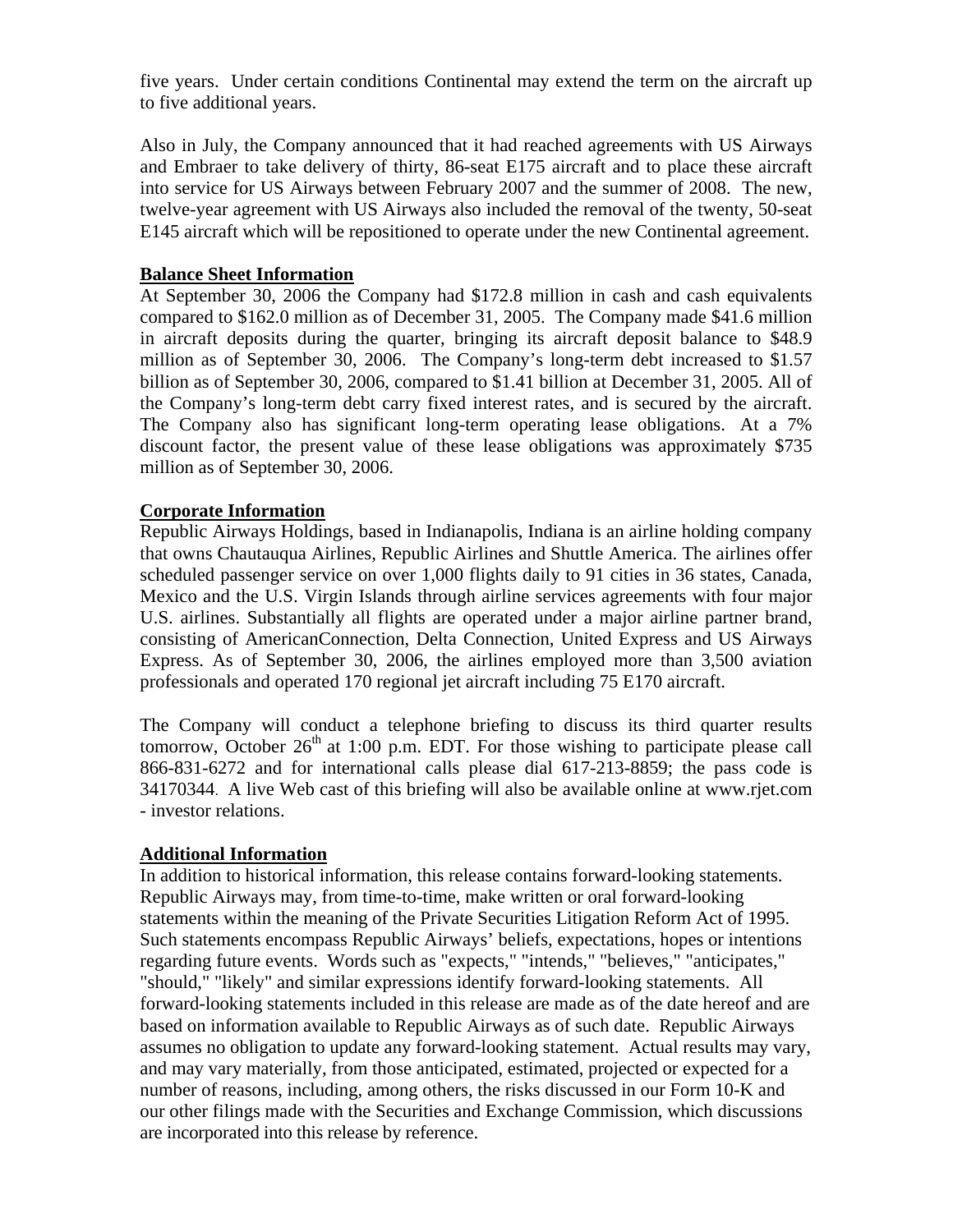five years. Under certain conditions Continental may extend the term on the aircraft up to five additional years.

Also in July, the Company announced that it had reached agreements with US Airways and Embraer to take delivery of thirty, 86-seat E175 aircraft and to place these aircraft into service for US Airways between February 2007 and the summer of 2008. The new, twelve-year agreement with US Airways also included the removal of the twenty, 50-seat E145 aircraft which will be repositioned to operate under the new Continental agreement.

**Balance Sheet Information**

At September 30, 2006 the Company had $172.8 million in cash and cash equivalents compared to $162.0 million as of December 31, 2005. The Company made $41.6 million in aircraft deposits during the quarter, bringing its aircraft deposit balance to $48.9 million as of September 30, 2006. The Company's long-term debt increased to $1.57 billion as of September 30, 2006, compared to $1.41 billion at December 31, 2005. All of the Company's long-term debt carry fixed interest rates, and is secured by the aircraft. The Company also has significant long-term operating lease obligations. At a 7% discount factor, the present value of these lease obligations was approximately $735 million as of September 30, 2006.

**Corporate Information**

Republic Airways Holdings, based in Indianapolis, Indiana is an airline holding company that owns Chautauqua Airlines, Republic Airlines and Shuttle America. The airlines offer scheduled passenger service on over 1,000 flights daily to 91 cities in 36 states, Canada, Mexico and the U.S. Virgin Islands through airline services agreements with four major U.S. airlines. Substantially all flights are operated under a major airline partner brand, consisting of AmericanConnection, Delta Connection, United Express and US Airways Express. As of September 30, 2006, the airlines employed more than 3,500 aviation professionals and operated 170 regional jet aircraft including 75 E170 aircraft.

The Company will conduct a telephone briefing to discuss its third quarter results tomorrow, October 26th at 1:00 p.m. EDT. For those wishing to participate please call 866-831-6272 and for international calls please dial 617-213-8859; the pass code is 34170344. A live Web cast of this briefing will also be available online at www.rjet.com - investor relations.

**Additional Information**

In addition to historical information, this release contains forward-looking statements. Republic Airways may, from time-to-time, make written or oral forward-looking statements within the meaning of the Private Securities Litigation Reform Act of 1995. Such statements encompass Republic Airways' beliefs, expectations, hopes or intentions regarding future events. Words such as "expects," "intends," "believes," "anticipates," "should," "likely" and similar expressions identify forward-looking statements. All forward-looking statements included in this release are made as of the date hereof and are based on information available to Republic Airways as of such date. Republic Airways assumes no obligation to update any forward-looking statement. Actual results may vary, and may vary materially, from those anticipated, estimated, projected or expected for a number of reasons, including, among others, the risks discussed in our Form 10-K and our other filings made with the Securities and Exchange Commission, which discussions are incorporated into this release by reference.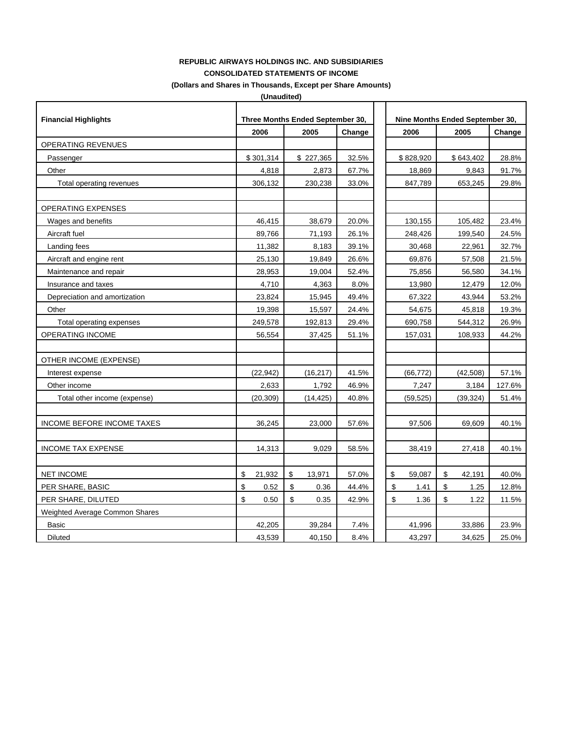**REPUBLIC AIRWAYS HOLDINGS INC. AND SUBSIDIARIES**

**CONSOLIDATED STATEMENTS OF INCOME**

**(Dollars and Shares in Thousands, Except per Share Amounts)**

**(Unaudited)**

| **Financial Highlights** | **Three Months Ended September 30,** | | | **Nine Months Ended September 30,** | | |
|---|---|---|---|---|---|---|
| | **2006** | **2005** | **Change** | **2006** | **2005** | **Change** |
| OPERATING REVENUES | | | | | | |
| Passenger | $ 301,314 | $ 227,365 | 32.5% | $ 828,920 | $ 643,402 | 28.8% |
| Other | 4,818 | 2,873 | 67.7% | 18,869 | 9,843 | 91.7% |
| Total operating revenues | 306,132 | 230,238 | 33.0% | 847,789 | 653,245 | 29.8% |
| | | | | | | |
| OPERATING EXPENSES | | | | | | |
| Wages and benefits | 46,415 | 38,679 | 20.0% | 130,155 | 105,482 | 23.4% |
| Aircraft fuel | 89,766 | 71,193 | 26.1% | 248,426 | 199,540 | 24.5% |
| Landing fees | 11,382 | 8,183 | 39.1% | 30,468 | 22,961 | 32.7% |
| Aircraft and engine rent | 25,130 | 19,849 | 26.6% | 69,876 | 57,508 | 21.5% |
| Maintenance and repair | 28,953 | 19,004 | 52.4% | 75,856 | 56,580 | 34.1% |
| Insurance and taxes | 4,710 | 4,363 | 8.0% | 13,980 | 12,479 | 12.0% |
| Depreciation and amortization | 23,824 | 15,945 | 49.4% | 67,322 | 43,944 | 53.2% |
| Other | 19,398 | 15,597 | 24.4% | 54,675 | 45,818 | 19.3% |
| Total operating expenses | 249,578 | 192,813 | 29.4% | 690,758 | 544,312 | 26.9% |
| OPERATING INCOME | 56,554 | 37,425 | 51.1% | 157,031 | 108,933 | 44.2% |
| | | | | | | |
| OTHER INCOME (EXPENSE) | | | | | | |
| Interest expense | (22,942) | (16,217) | 41.5% | (66,772) | (42,508) | 57.1% |
| Other income | 2,633 | 1,792 | 46.9% | 7,247 | 3,184 | 127.6% |
| Total other income (expense) | (20,309) | (14,425) | 40.8% | (59,525) | (39,324) | 51.4% |
| | | | | | | |
| INCOME BEFORE INCOME TAXES | 36,245 | 23,000 | 57.6% | 97,506 | 69,609 | 40.1% |
| | | | | | | |
| INCOME TAX EXPENSE | 14,313 | 9,029 | 58.5% | 38,419 | 27,418 | 40.1% |
| | | | | | | |
| NET INCOME | $ 21,932 | $ 13,971 | 57.0% | $ 59,087 | $ 42,191 | 40.0% |
| PER SHARE, BASIC | $ 0.52 | $ 0.36 | 44.4% | $ 1.41 | $ 1.25 | 12.8% |
| PER SHARE, DILUTED | $ 0.50 | $ 0.35 | 42.9% | $ 1.36 | $ 1.22 | 11.5% |
| Weighted Average Common Shares | | | | | | |
| Basic | 42,205 | 39,284 | 7.4% | 41,996 | 33,886 | 23.9% |
| Diluted | 43,539 | 40,150 | 8.4% | 43,297 | 34,625 | 25.0% |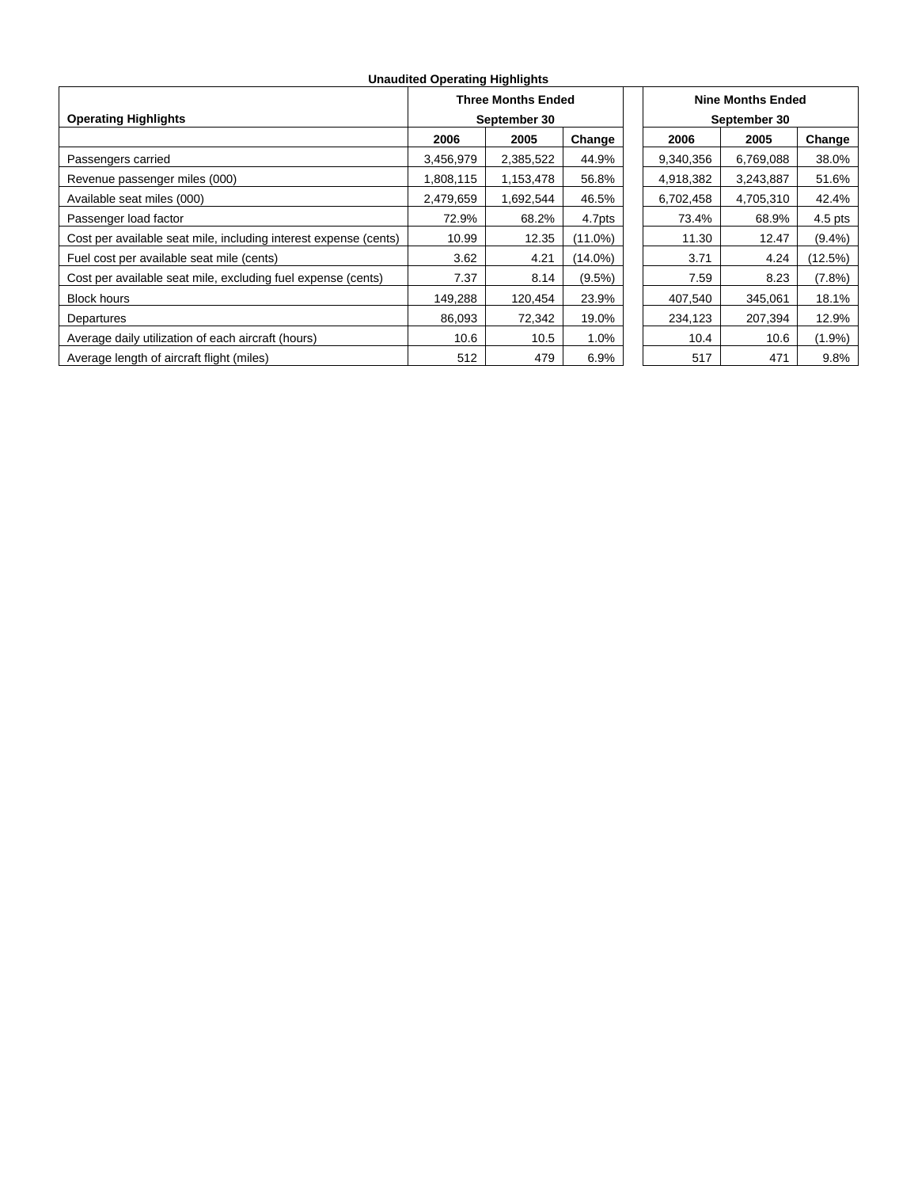**Unaudited Operating Highlights**

| Operating Highlights | Three Months Ended September 30 | | | | Nine Months Ended September 30 | | |
|---|---|---|---|---|---|---|---|
| | 2006 | 2005 | Change | | 2006 | 2005 | Change |
| Passengers carried | 3,456,979 | 2,385,522 | 44.9% | | 9,340,356 | 6,769,088 | 38.0% |
| Revenue passenger miles (000) | 1,808,115 | 1,153,478 | 56.8% | | 4,918,382 | 3,243,887 | 51.6% |
| Available seat miles (000) | 2,479,659 | 1,692,544 | 46.5% | | 6,702,458 | 4,705,310 | 42.4% |
| Passenger load factor | 72.9% | 68.2% | 4.7pts | | 73.4% | 68.9% | 4.5 pts |
| Cost per available seat mile, including interest expense (cents) | 10.99 | 12.35 | (11.0%) | | 11.30 | 12.47 | (9.4%) |
| Fuel cost per available seat mile (cents) | 3.62 | 4.21 | (14.0%) | | 3.71 | 4.24 | (12.5%) |
| Cost per available seat mile, excluding fuel expense (cents) | 7.37 | 8.14 | (9.5%) | | 7.59 | 8.23 | (7.8%) |
| Block hours | 149,288 | 120,454 | 23.9% | | 407,540 | 345,061 | 18.1% |
| Departures | 86,093 | 72,342 | 19.0% | | 234,123 | 207,394 | 12.9% |
| Average daily utilization of each aircraft (hours) | 10.6 | 10.5 | 1.0% | | 10.4 | 10.6 | (1.9%) |
| Average length of aircraft flight (miles) | 512 | 479 | 6.9% | | 517 | 471 | 9.8% |